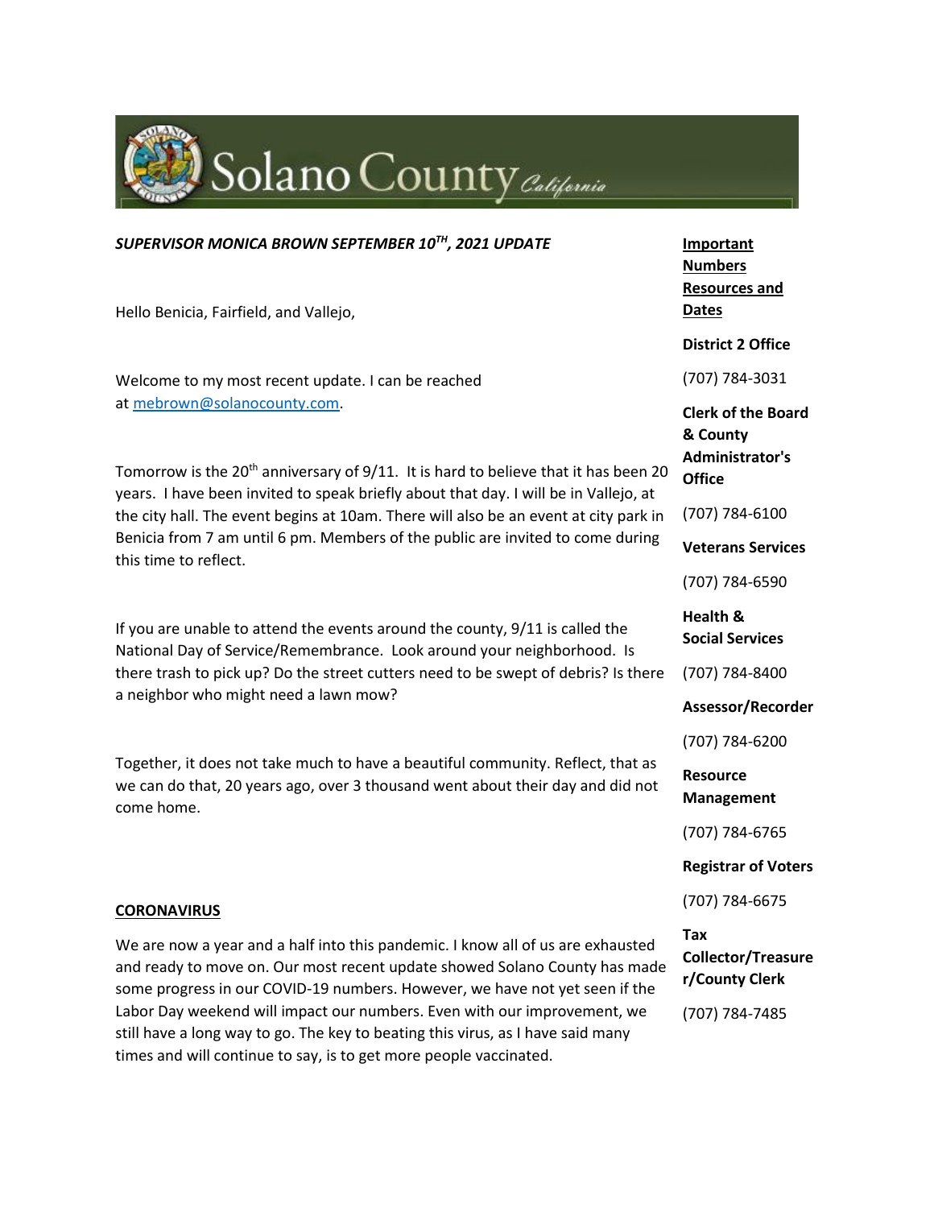Solano County *California*

***SUPERVISOR MONICA BROWN SEPTEMBER 10TH, 2021 UPDATE***

Hello Benicia, Fairfield, and Vallejo,

Welcome to my most recent update. I can be reached at mebrown@solanocounty.com.

Tomorrow is the 20th anniversary of 9/11. It is hard to believe that it has been 20 years. I have been invited to speak briefly about that day. I will be in Vallejo, at the city hall. The event begins at 10am. There will also be an event at city park in Benicia from 7 am until 6 pm. Members of the public are invited to come during this time to reflect.

If you are unable to attend the events around the county, 9/11 is called the National Day of Service/Remembrance. Look around your neighborhood. Is there trash to pick up? Do the street cutters need to be swept of debris? Is there a neighbor who might need a lawn mow?

Together, it does not take much to have a beautiful community. Reflect, that as we can do that, 20 years ago, over 3 thousand went about their day and did not come home.

## CORONAVIRUS

We are now a year and a half into this pandemic. I know all of us are exhausted and ready to move on. Our most recent update showed Solano County has made some progress in our COVID-19 numbers. However, we have not yet seen if the Labor Day weekend will impact our numbers. Even with our improvement, we still have a long way to go. The key to beating this virus, as I have said many times and will continue to say, is to get more people vaccinated.

**Important Numbers Resources and Dates**

**District 2 Office**

(707) 784-3031

**Clerk of the Board & County Administrator's Office**

(707) 784-6100

**Veterans Services**

(707) 784-6590

**Health & Social Services**

(707) 784-8400

**Assessor/Recorder**

(707) 784-6200

**Resource Management**

(707) 784-6765

**Registrar of Voters**

(707) 784-6675

**Tax Collector/Treasurer/County Clerk**

(707) 784-7485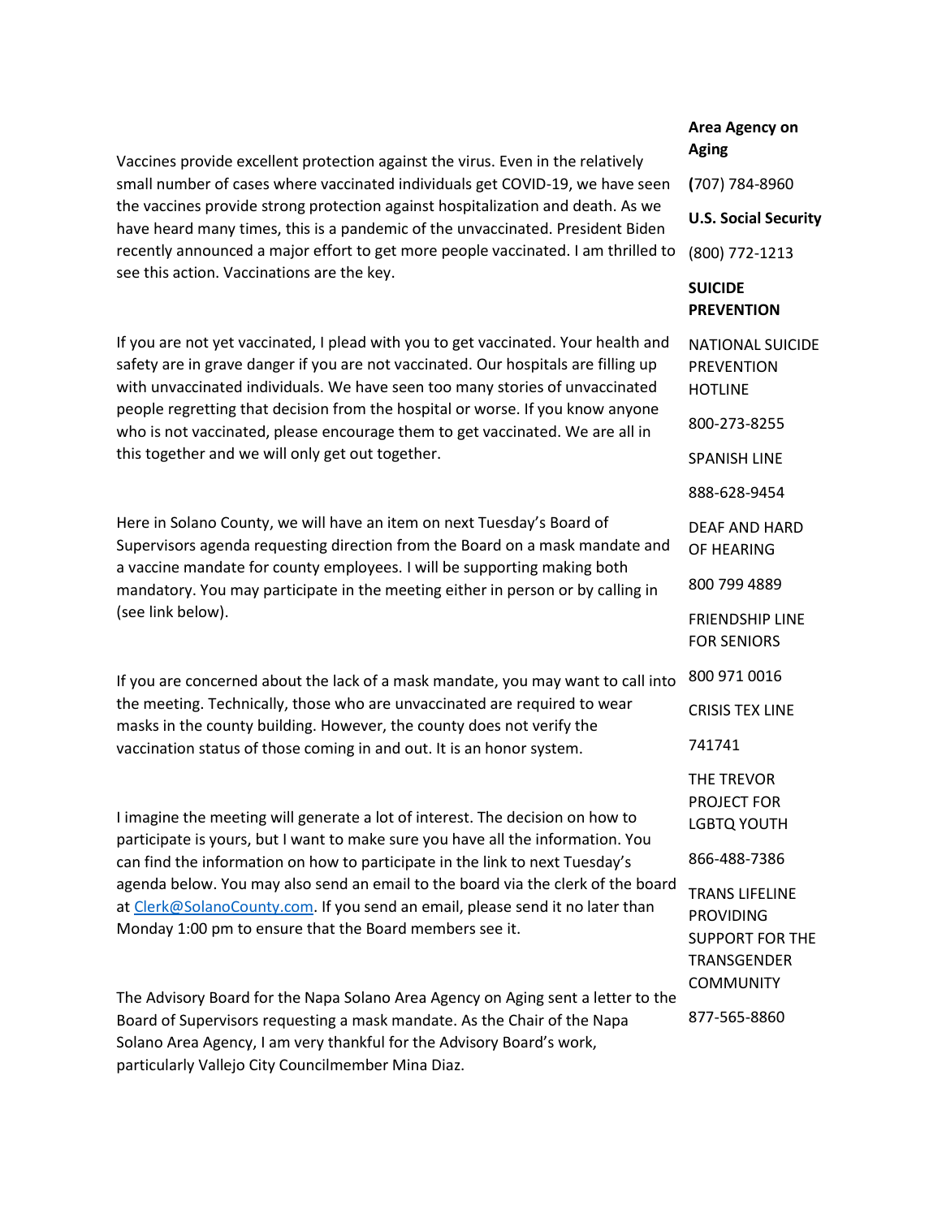Vaccines provide excellent protection against the virus. Even in the relatively small number of cases where vaccinated individuals get COVID-19, we have seen the vaccines provide strong protection against hospitalization and death. As we have heard many times, this is a pandemic of the unvaccinated. President Biden recently announced a major effort to get more people vaccinated. I am thrilled to see this action. Vaccinations are the key.

If you are not yet vaccinated, I plead with you to get vaccinated. Your health and safety are in grave danger if you are not vaccinated. Our hospitals are filling up with unvaccinated individuals. We have seen too many stories of unvaccinated people regretting that decision from the hospital or worse. If you know anyone who is not vaccinated, please encourage them to get vaccinated. We are all in this together and we will only get out together.

Here in Solano County, we will have an item on next Tuesday's Board of Supervisors agenda requesting direction from the Board on a mask mandate and a vaccine mandate for county employees. I will be supporting making both mandatory. You may participate in the meeting either in person or by calling in (see link below).

If you are concerned about the lack of a mask mandate, you may want to call into the meeting. Technically, those who are unvaccinated are required to wear masks in the county building. However, the county does not verify the vaccination status of those coming in and out. It is an honor system.

I imagine the meeting will generate a lot of interest. The decision on how to participate is yours, but I want to make sure you have all the information. You can find the information on how to participate in the link to next Tuesday's agenda below. You may also send an email to the board via the clerk of the board at Clerk@SolanoCounty.com. If you send an email, please send it no later than Monday 1:00 pm to ensure that the Board members see it.

The Advisory Board for the Napa Solano Area Agency on Aging sent a letter to the Board of Supervisors requesting a mask mandate. As the Chair of the Napa Solano Area Agency, I am very thankful for the Advisory Board's work, particularly Vallejo City Councilmember Mina Diaz.

**Area Agency on Aging**

(707) 784-8960

**U.S. Social Security**

(800) 772-1213

**SUICIDE PREVENTION**

NATIONAL SUICIDE PREVENTION HOTLINE

800-273-8255

SPANISH LINE

888-628-9454

DEAF AND HARD OF HEARING

800 799 4889

FRIENDSHIP LINE FOR SENIORS

800 971 0016

CRISIS TEX LINE

741741

THE TREVOR PROJECT FOR LGBTQ YOUTH

866-488-7386

TRANS LIFELINE PROVIDING SUPPORT FOR THE TRANSGENDER COMMUNITY

877-565-8860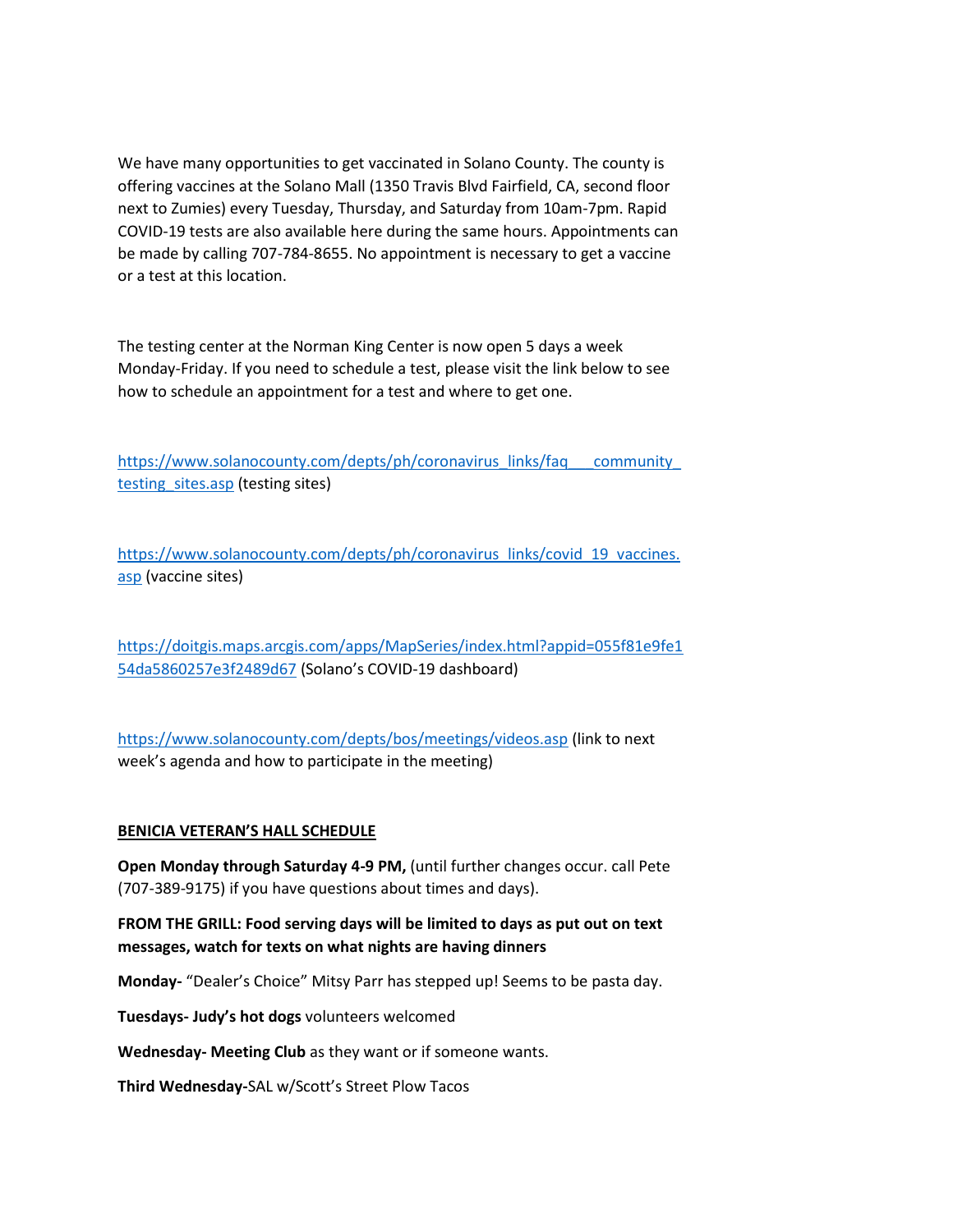We have many opportunities to get vaccinated in Solano County. The county is offering vaccines at the Solano Mall (1350 Travis Blvd Fairfield, CA, second floor next to Zumies) every Tuesday, Thursday, and Saturday from 10am-7pm. Rapid COVID-19 tests are also available here during the same hours. Appointments can be made by calling 707-784-8655. No appointment is necessary to get a vaccine or a test at this location.

The testing center at the Norman King Center is now open 5 days a week Monday-Friday. If you need to schedule a test, please visit the link below to see how to schedule an appointment for a test and where to get one.

[https://www.solanocounty.com/depts/ph/coronavirus_links/faq___community_testing_sites.asp](https://www.solanocounty.com/depts/ph/coronavirus_links/faq___community_testing_sites.asp) (testing sites)

[https://www.solanocounty.com/depts/ph/coronavirus_links/covid_19_vaccines.asp](https://www.solanocounty.com/depts/ph/coronavirus_links/covid_19_vaccines.asp) (vaccine sites)

[https://doitgis.maps.arcgis.com/apps/MapSeries/index.html?appid=055f81e9fe154da5860257e3f2489d67](https://doitgis.maps.arcgis.com/apps/MapSeries/index.html?appid=055f81e9fe154da5860257e3f2489d67) (Solano's COVID-19 dashboard)

[https://www.solanocounty.com/depts/bos/meetings/videos.asp](https://www.solanocounty.com/depts/bos/meetings/videos.asp) (link to next week's agenda and how to participate in the meeting)

**BENICIA VETERAN'S HALL SCHEDULE**

**Open Monday through Saturday 4-9 PM,** (until further changes occur. call Pete (707-389-9175) if you have questions about times and days).

**FROM THE GRILL: Food serving days will be limited to days as put out on text messages, watch for texts on what nights are having dinners**

**Monday-** "Dealer's Choice" Mitsy Parr has stepped up! Seems to be pasta day.

**Tuesdays- Judy's hot dogs** volunteers welcomed

**Wednesday- Meeting Club** as they want or if someone wants.

**Third Wednesday-**SAL w/Scott's Street Plow Tacos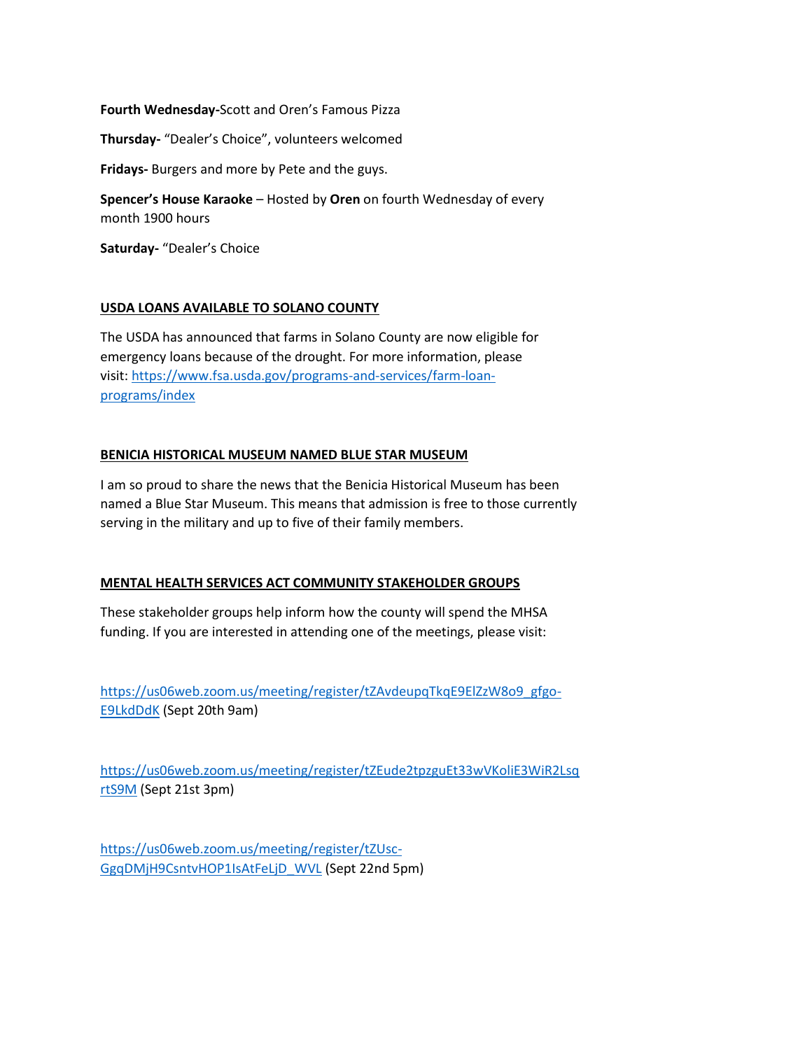**Fourth Wednesday-**Scott and Oren's Famous Pizza

**Thursday-** "Dealer's Choice", volunteers welcomed

**Fridays-** Burgers and more by Pete and the guys.

**Spencer's House Karaoke** – Hosted by **Oren** on fourth Wednesday of every month 1900 hours

**Saturday-** "Dealer's Choice

**USDA LOANS AVAILABLE TO SOLANO COUNTY**

The USDA has announced that farms in Solano County are now eligible for emergency loans because of the drought. For more information, please visit: https://www.fsa.usda.gov/programs-and-services/farm-loan-programs/index

**BENICIA HISTORICAL MUSEUM NAMED BLUE STAR MUSEUM**

I am so proud to share the news that the Benicia Historical Museum has been named a Blue Star Museum. This means that admission is free to those currently serving in the military and up to five of their family members.

**MENTAL HEALTH SERVICES ACT COMMUNITY STAKEHOLDER GROUPS**

These stakeholder groups help inform how the county will spend the MHSA funding. If you are interested in attending one of the meetings, please visit:

https://us06web.zoom.us/meeting/register/tZAvdeupqTkqE9ElZzW8o9_gfgo-E9LkdDdK (Sept 20th 9am)

https://us06web.zoom.us/meeting/register/tZEude2tpzguEt33wVKoliE3WiR2LsqrtS9M (Sept 21st 3pm)

https://us06web.zoom.us/meeting/register/tZUsc-GgqDMjH9CsntvHOP1IsAtFeLjD_WVL (Sept 22nd 5pm)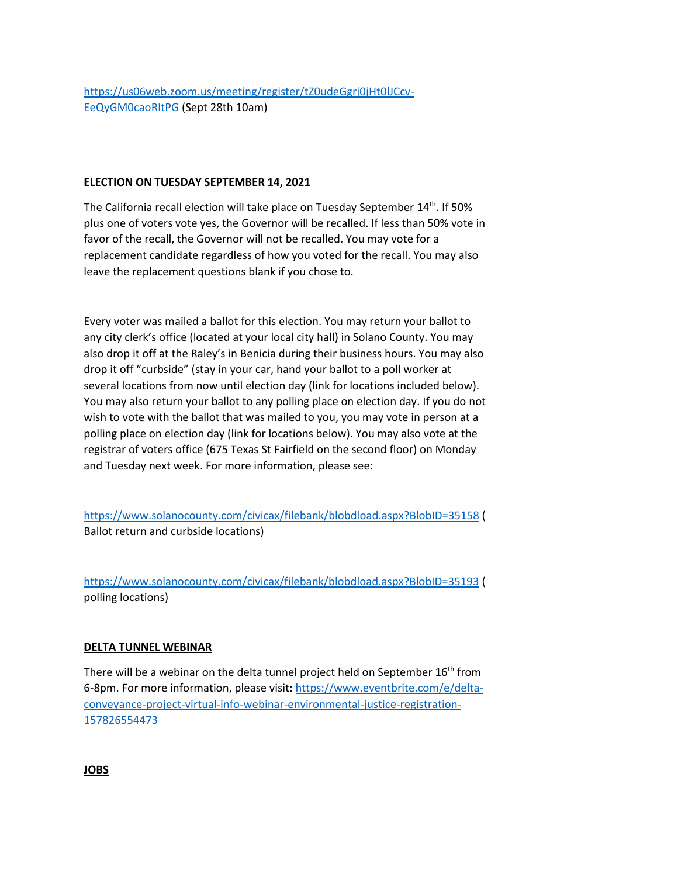https://us06web.zoom.us/meeting/register/tZ0udeGgrj0jHt0lJCcv-EeQyGM0caoRItPG (Sept 28th 10am)

**ELECTION ON TUESDAY SEPTEMBER 14, 2021**

The California recall election will take place on Tuesday September 14th. If 50% plus one of voters vote yes, the Governor will be recalled. If less than 50% vote in favor of the recall, the Governor will not be recalled. You may vote for a replacement candidate regardless of how you voted for the recall. You may also leave the replacement questions blank if you chose to.

Every voter was mailed a ballot for this election. You may return your ballot to any city clerk's office (located at your local city hall) in Solano County. You may also drop it off at the Raley's in Benicia during their business hours. You may also drop it off "curbside" (stay in your car, hand your ballot to a poll worker at several locations from now until election day (link for locations included below). You may also return your ballot to any polling place on election day. If you do not wish to vote with the ballot that was mailed to you, you may vote in person at a polling place on election day (link for locations below). You may also vote at the registrar of voters office (675 Texas St Fairfield on the second floor) on Monday and Tuesday next week. For more information, please see:

https://www.solanocounty.com/civicax/filebank/blobdload.aspx?BlobID=35158 ( Ballot return and curbside locations)

https://www.solanocounty.com/civicax/filebank/blobdload.aspx?BlobID=35193 ( polling locations)

**DELTA TUNNEL WEBINAR**

There will be a webinar on the delta tunnel project held on September 16th from 6-8pm. For more information, please visit: https://www.eventbrite.com/e/delta-conveyance-project-virtual-info-webinar-environmental-justice-registration-157826554473

**JOBS**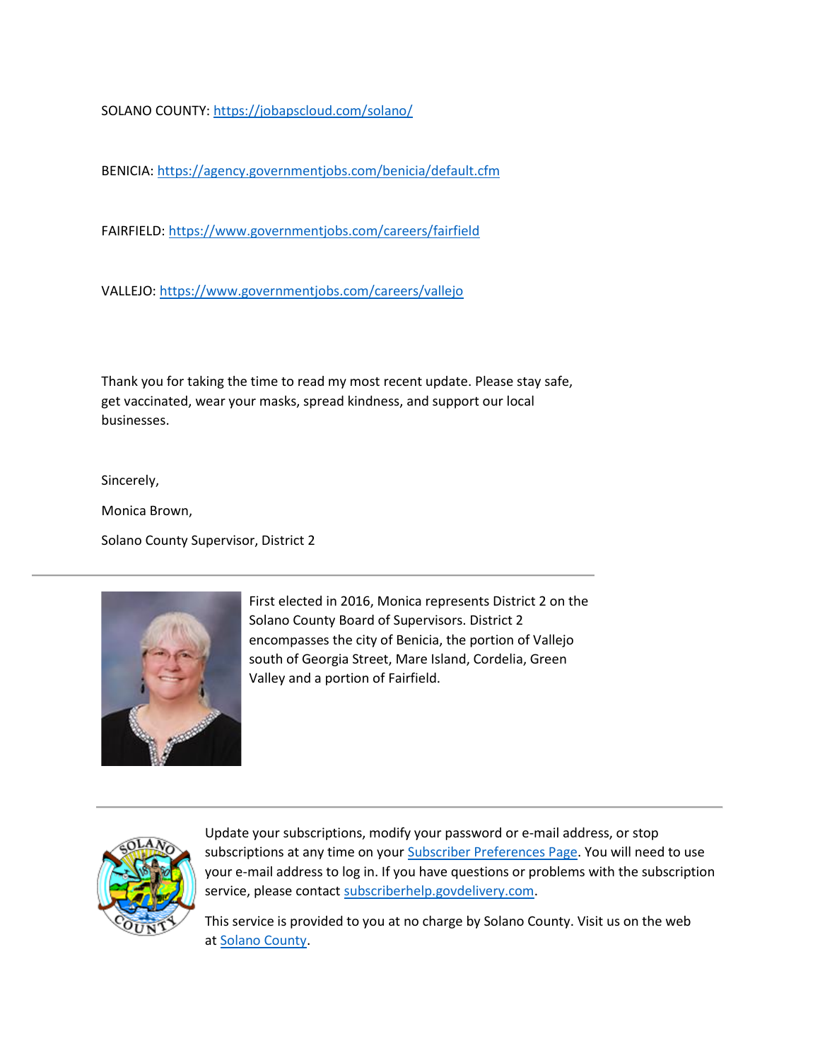SOLANO COUNTY: https://jobapscloud.com/solano/

BENICIA: https://agency.governmentjobs.com/benicia/default.cfm

FAIRFIELD: https://www.governmentjobs.com/careers/fairfield

VALLEJO: https://www.governmentjobs.com/careers/vallejo

Thank you for taking the time to read my most recent update. Please stay safe, get vaccinated, wear your masks, spread kindness, and support our local businesses.

Sincerely,

Monica Brown,

Solano County Supervisor, District 2

---

First elected in 2016, Monica represents District 2 on the Solano County Board of Supervisors. District 2 encompasses the city of Benicia, the portion of Vallejo south of Georgia Street, Mare Island, Cordelia, Green Valley and a portion of Fairfield.

---

Update your subscriptions, modify your password or e-mail address, or stop subscriptions at any time on your Subscriber Preferences Page. You will need to use your e-mail address to log in. If you have questions or problems with the subscription service, please contact subscriberhelp.govdelivery.com.

This service is provided to you at no charge by Solano County. Visit us on the web at Solano County.